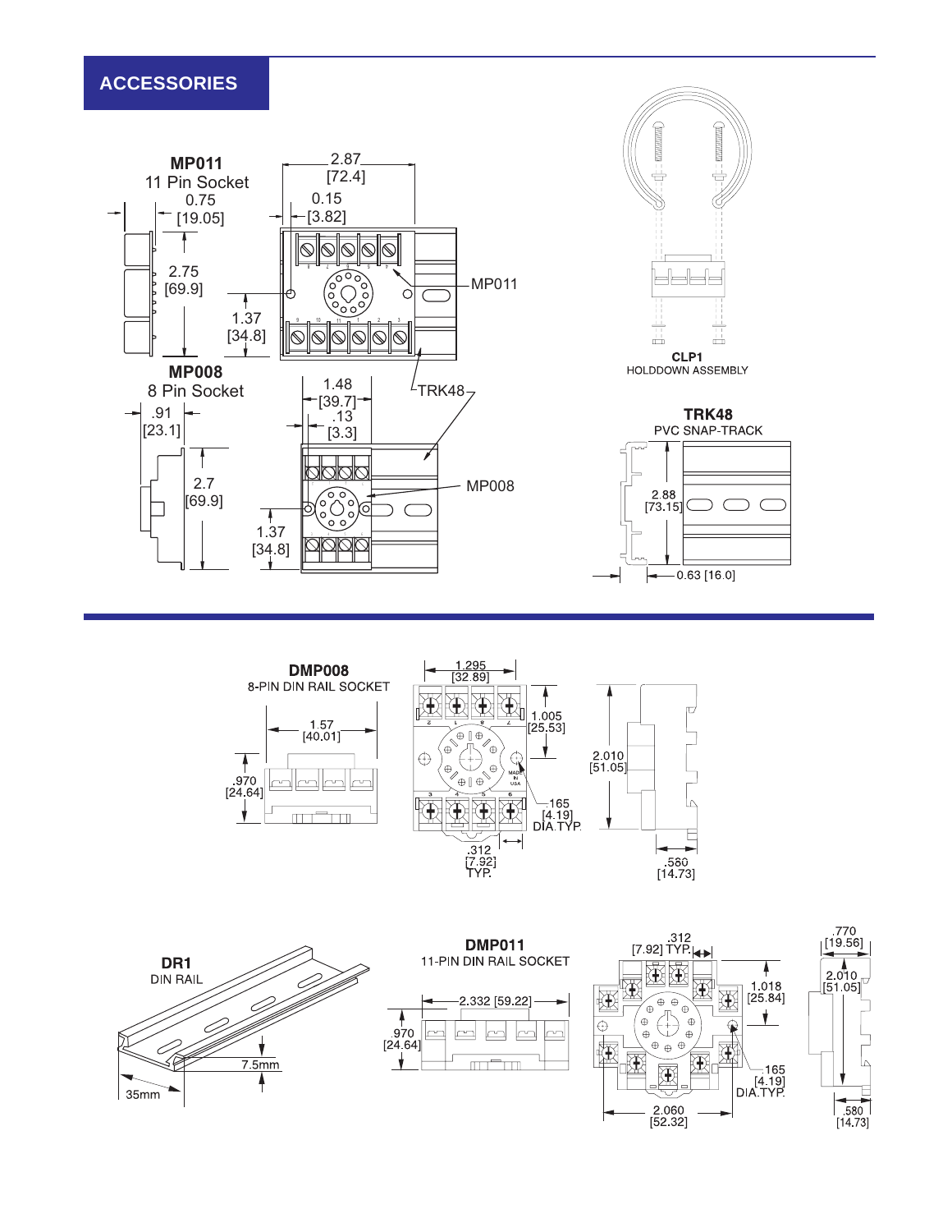# ACCESSORIES

**MP011**
11 Pin Socket

0.75 [19.05]

2.87 [72.4]

0.15 [3.82]

2.75 [69.9]

1.37 [34.8]

MP011

TRK48

**MP008**
8 Pin Socket

.91 [23.1]

1.48 [39.7]

.13 [3.3]

2.7 [69.9]

1.37 [34.8]

MP008

**CLP1**
HOLDDOWN ASSEMBLY

**TRK48**
PVC SNAP-TRACK

2.88 [73.15]

0.63 [16.0]

**DMP008**
8-PIN DIN RAIL SOCKET

1.57 [40.01]

.970 [24.64]

1.295 [32.89]

1.005 [25.53]

.165 [4.19] DIA.TYP.

.312 [7.92] TYP.

2.010 [51.05]

.580 [14.73]

**DR1**
DIN RAIL

7.5mm

35mm

**DMP011**
11-PIN DIN RAIL SOCKET

2.332 [59.22]

.970 [24.64]

.312 [7.92] TYP.

1.018 [25.84]

.165 [4.19] DIA.TYP.

2.060 [52.32]

.770 [19.56]

2.010 [51.05]

.580 [14.73]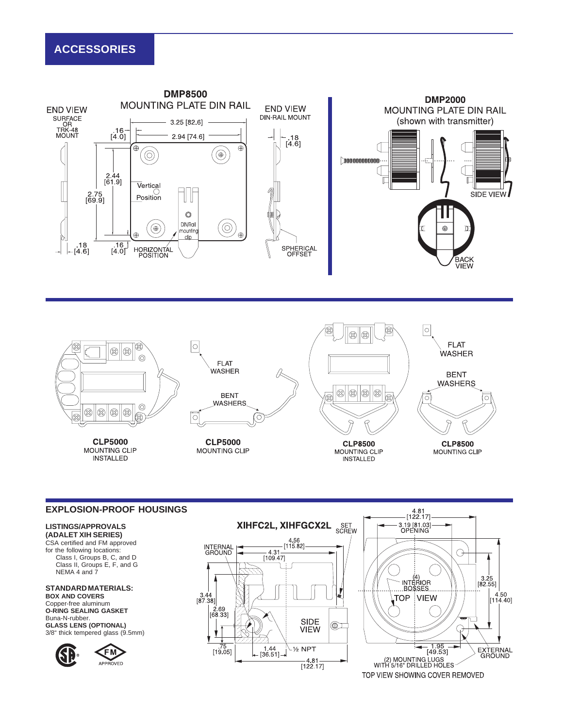# ACCESSORIES

**DMP8500**
MOUNTING PLATE DIN RAIL

END VIEW
SURFACE OR TRK-48 MOUNT

END VIEW
DIN-RAIL MOUNT

3.25 [82.6]
2.94 [74.6]
.16 [4.0]
.18 [4.6]
2.44 [61.9]
2.75 [69.9]
Vertical Position
DIN/Rail mounting clip
.18 [4.6]
.16 [4.0]
HORIZONTAL POSITION
SPHERICAL OFFSET

**DMP2000**
MOUNTING PLATE DIN RAIL
(shown with transmitter)

SIDE VIEW
BACK VIEW

FLAT WASHER
BENT WASHERS

**CLP5000**
MOUNTING CLIP
INSTALLED

**CLP5000**
MOUNTING CLIP

FLAT WASHER
BENT WASHERS

**CLP8500**
MOUNTING CLIP
INSTALLED

**CLP8500**
MOUNTING CLIP

## EXPLOSION-PROOF HOUSINGS

**LISTINGS/APPROVALS (ADALET XIH SERIES)**
CSA certified and FM approved for the following locations:
- Class I, Groups B, C, and D
- Class II, Groups E, F, and G
- NEMA 4 and 7

**STANDARD MATERIALS:**

**BOX AND COVERS**
Copper-free aluminum

**O-RING SEALING GASKET**
Buna-N-rubber.

**GLASS LENS (OPTIONAL)**
3/8" thick tempered glass (9.5mm)

APPROVED

**XIHFC2L, XIHFGCX2L**

SET SCREW
INTERNAL GROUND
4.56 [115.82]
4.31 [109.47]
3.44 [87.38]
2.69 [68.33]
.75 [19.05]
1.44 [36.51]
½ NPT
4.81 [122.17]
SIDE VIEW

4.81 [122.17]
3.19 [81.03] OPENING
(4) INTERIOR BOSSES
TOP VIEW
3.25 [82.55]
4.50 [114.40]
1.95 [49.53]
EXTERNAL GROUND
(2) MOUNTING LUGS WITH 5/16" DRILLED HOLES

TOP VIEW SHOWING COVER REMOVED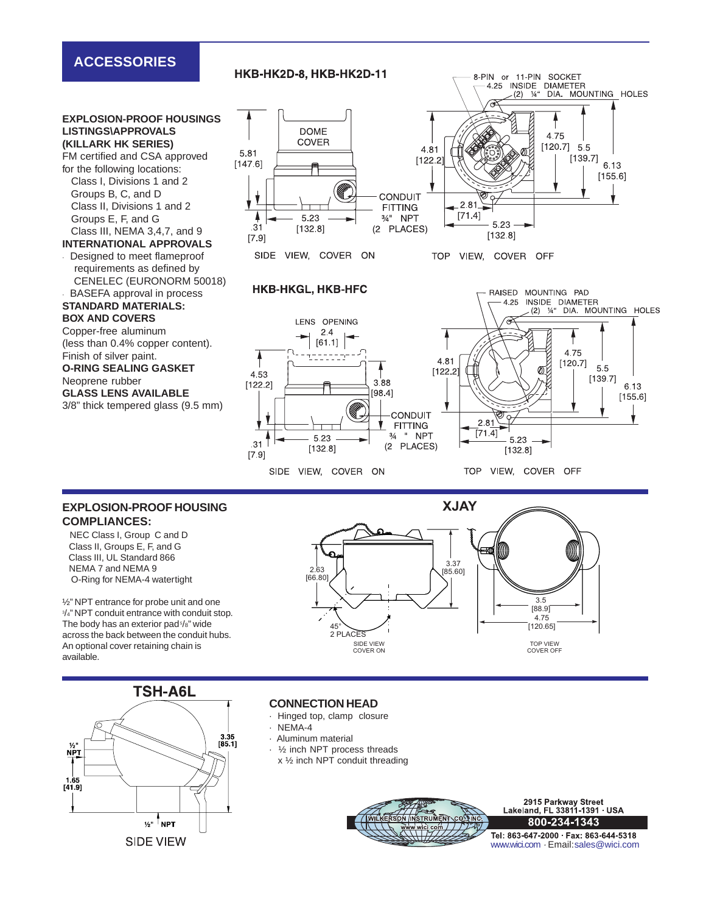## ACCESSORIES

### EXPLOSION-PROOF HOUSINGS LISTINGS\APPROVALS (KILLARK HK SERIES)

FM certified and CSA approved for the following locations:

- Class I, Divisions 1 and 2
- Groups B, C, and D
- Class II, Divisions 1 and 2
- Groups E, F, and G
- Class III, NEMA 3,4,7, and 9

**INTERNATIONAL APPROVALS**

- Designed to meet flameproof requirements as defined by CENELEC (EURONORM 50018)
- BASEFA approval in process

**STANDARD MATERIALS:**

**BOX AND COVERS**

Copper-free aluminum (less than 0.4% copper content). Finish of silver paint.

**O-RING SEALING GASKET**

Neoprene rubber

**GLASS LENS AVAILABLE**

3/8" thick tempered glass (9.5 mm)

### HKB-HK2D-8, HKB-HK2D-11

DOME COVER
5.81 [147.6]
.31 [7.9]
5.23 [132.8]
CONDUIT FITTING ¾" NPT (2 PLACES)
SIDE VIEW, COVER ON

8-PIN or 11-PIN SOCKET
4.25 INSIDE DIAMETER
(2) ¼" DIA. MOUNTING HOLES
4.81 [122.2]
4.75 [120.7]
5.5 [139.7]
6.13 [155.6]
2.81 [71.4]
5.23 [132.8]
TOP VIEW, COVER OFF

### HKB-HKGL, HKB-HFC

LENS OPENING
2.4 [61.1]
4.53 [122.2]
3.88 [98.4]
.31 [7.9]
5.23 [132.8]
CONDUIT FITTING ¾" NPT (2 PLACES)
SIDE VIEW, COVER ON

RAISED MOUNTING PAD
4.25 INSIDE DIAMETER
(2) ¼" DIA. MOUNTING HOLES
4.81 [122.2]
4.75 [120.7]
5.5 [139.7]
6.13 [155.6]
2.81 [71.4]
5.23 [132.8]
TOP VIEW, COVER OFF

### EXPLOSION-PROOF HOUSING COMPLIANCES:

- NEC Class I, Group C and D
- Class II, Groups E, F, and G
- Class III, UL Standard 866
- NEMA 7 and NEMA 9
- O-Ring for NEMA-4 watertight

½" NPT entrance for probe unit and one ¾" NPT conduit entrance with conduit stop. The body has an exterior pad ⅝" wide across the back between the conduit hubs. An optional cover retaining chain is available.

### XJAY

2.63 [66.80]
3.37 [85.60]
45° 2 PLACES
SIDE VIEW COVER ON

3.5 [88.9]
4.75 [120.65]
TOP VIEW COVER OFF

### TSH-A6L

½" NPT
1.65 [41.9]
3.35 [85.1]
½" NPT
SIDE VIEW

### CONNECTION HEAD

- Hinged top, clamp closure
- NEMA-4
- Aluminum material
- ½ inch NPT process threads x ½ inch NPT conduit threading

WILKERSON INSTRUMENT CO., INC.
www.wici.com

2915 Parkway Street
Lakeland, FL 33811-1391 · USA
800-234-1343
Tel: 863-647-2000 · Fax: 863-644-5318
www.wici.com · Email:sales@wici.com